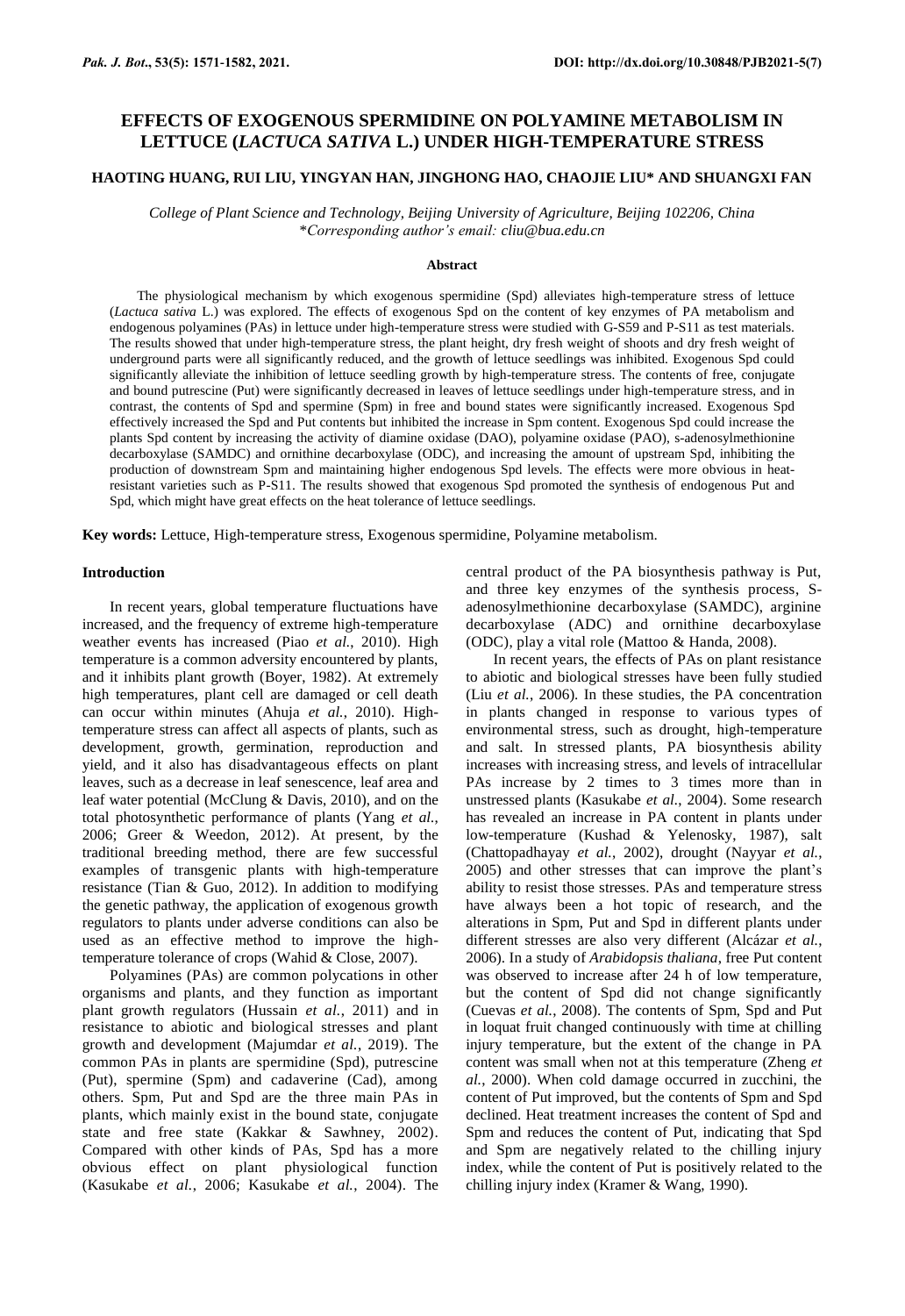# EFFECTS OF EXOGENOUS SPERMIDINE ON POLYAMINE METABOLISM IN LETTUCE (*LACTUCA SATIVA* L.) UNDER HIGH-TEMPERATURE STRESS

**HAOTING HUANG, RUI LIU, YINGYAN HAN, JINGHONG HAO, CHAOJIE LIU\* AND SHUANGXI FAN**

*College of Plant Science and Technology, Beijing University of Agriculture, Beijing 102206, China*
*\*Corresponding author's email: cliu@bua.edu.cn*

## Abstract

The physiological mechanism by which exogenous spermidine (Spd) alleviates high-temperature stress of lettuce (*Lactuca sativa* L.) was explored. The effects of exogenous Spd on the content of key enzymes of PA metabolism and endogenous polyamines (PAs) in lettuce under high-temperature stress were studied with G-S59 and P-S11 as test materials. The results showed that under high-temperature stress, the plant height, dry fresh weight of shoots and dry fresh weight of underground parts were all significantly reduced, and the growth of lettuce seedlings was inhibited. Exogenous Spd could significantly alleviate the inhibition of lettuce seedling growth by high-temperature stress. The contents of free, conjugate and bound putrescine (Put) were significantly decreased in leaves of lettuce seedlings under high-temperature stress, and in contrast, the contents of Spd and spermine (Spm) in free and bound states were significantly increased. Exogenous Spd effectively increased the Spd and Put contents but inhibited the increase in Spm content. Exogenous Spd could increase the plants Spd content by increasing the activity of diamine oxidase (DAO), polyamine oxidase (PAO), s-adenosylmethionine decarboxylase (SAMDC) and ornithine decarboxylase (ODC), and increasing the amount of upstream Spd, inhibiting the production of downstream Spm and maintaining higher endogenous Spd levels. The effects were more obvious in heat-resistant varieties such as P-S11. The results showed that exogenous Spd promoted the synthesis of endogenous Put and Spd, which might have great effects on the heat tolerance of lettuce seedlings.

**Key words:** Lettuce, High-temperature stress, Exogenous spermidine, Polyamine metabolism.

## Introduction

In recent years, global temperature fluctuations have increased, and the frequency of extreme high-temperature weather events has increased (Piao *et al.*, 2010). High temperature is a common adversity encountered by plants, and it inhibits plant growth (Boyer, 1982). At extremely high temperatures, plant cell are damaged or cell death can occur within minutes (Ahuja *et al.*, 2010). High-temperature stress can affect all aspects of plants, such as development, growth, germination, reproduction and yield, and it also has disadvantageous effects on plant leaves, such as a decrease in leaf senescence, leaf area and leaf water potential (McClung & Davis, 2010), and on the total photosynthetic performance of plants (Yang *et al.*, 2006; Greer & Weedon, 2012). At present, by the traditional breeding method, there are few successful examples of transgenic plants with high-temperature resistance (Tian & Guo, 2012). In addition to modifying the genetic pathway, the application of exogenous growth regulators to plants under adverse conditions can also be used as an effective method to improve the high-temperature tolerance of crops (Wahid & Close, 2007).

Polyamines (PAs) are common polycations in other organisms and plants, and they function as important plant growth regulators (Hussain *et al.*, 2011) and in resistance to abiotic and biological stresses and plant growth and development (Majumdar *et al.*, 2019). The common PAs in plants are spermidine (Spd), putrescine (Put), spermine (Spm) and cadaverine (Cad), among others. Spm, Put and Spd are the three main PAs in plants, which mainly exist in the bound state, conjugate state and free state (Kakkar & Sawhney, 2002). Compared with other kinds of PAs, Spd has a more obvious effect on plant physiological function (Kasukabe *et al.*, 2006; Kasukabe *et al.*, 2004). The central product of the PA biosynthesis pathway is Put, and three key enzymes of the synthesis process, S-adenosylmethionine decarboxylase (SAMDC), arginine decarboxylase (ADC) and ornithine decarboxylase (ODC), play a vital role (Mattoo & Handa, 2008).

In recent years, the effects of PAs on plant resistance to abiotic and biological stresses have been fully studied (Liu *et al.*, 2006). In these studies, the PA concentration in plants changed in response to various types of environmental stress, such as drought, high-temperature and salt. In stressed plants, PA biosynthesis ability increases with increasing stress, and levels of intracellular PAs increase by 2 times to 3 times more than in unstressed plants (Kasukabe *et al.*, 2004). Some research has revealed an increase in PA content in plants under low-temperature (Kushad & Yelenosky, 1987), salt (Chattopadhayay *et al.*, 2002), drought (Nayyar *et al.*, 2005) and other stresses that can improve the plant's ability to resist those stresses. PAs and temperature stress have always been a hot topic of research, and the alterations in Spm, Put and Spd in different plants under different stresses are also very different (Alcázar *et al.*, 2006). In a study of *Arabidopsis thaliana*, free Put content was observed to increase after 24 h of low temperature, but the content of Spd did not change significantly (Cuevas *et al.*, 2008). The contents of Spm, Spd and Put in loquat fruit changed continuously with time at chilling injury temperature, but the extent of the change in PA content was small when not at this temperature (Zheng *et al.*, 2000). When cold damage occurred in zucchini, the content of Put improved, but the contents of Spm and Spd declined. Heat treatment increases the content of Spd and Spm and reduces the content of Put, indicating that Spd and Spm are negatively related to the chilling injury index, while the content of Put is positively related to the chilling injury index (Kramer & Wang, 1990).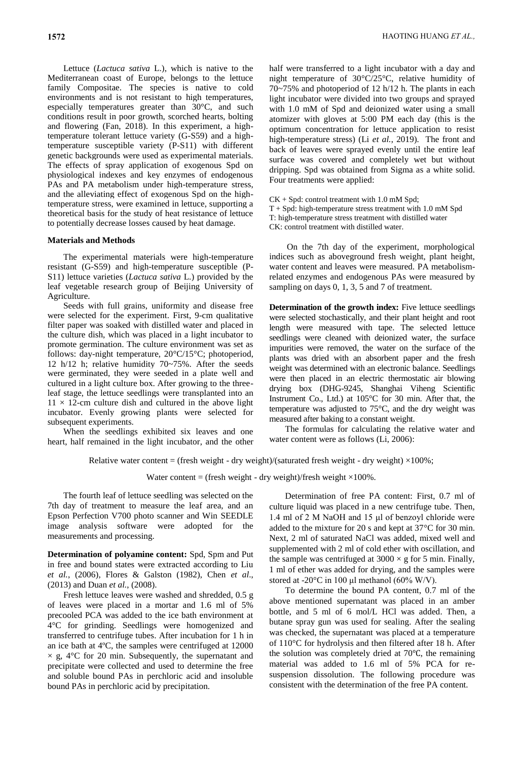Lettuce (*Lactuca sativa* L.), which is native to the Mediterranean coast of Europe, belongs to the lettuce family Compositae. The species is native to cold environments and is not resistant to high temperatures, especially temperatures greater than 30°C, and such conditions result in poor growth, scorched hearts, bolting and flowering (Fan, 2018). In this experiment, a high-temperature tolerant lettuce variety (G-S59) and a high-temperature susceptible variety (P-S11) with different genetic backgrounds were used as experimental materials. The effects of spray application of exogenous Spd on physiological indexes and key enzymes of endogenous PAs and PA metabolism under high-temperature stress, and the alleviating effect of exogenous Spd on the high-temperature stress, were examined in lettuce, supporting a theoretical basis for the study of heat resistance of lettuce to potentially decrease losses caused by heat damage.

## Materials and Methods

The experimental materials were high-temperature resistant (G-S59) and high-temperature susceptible (P-S11) lettuce varieties (*Lactuca sativa* L.) provided by the leaf vegetable research group of Beijing University of Agriculture.

Seeds with full grains, uniformity and disease free were selected for the experiment. First, 9-cm qualitative filter paper was soaked with distilled water and placed in the culture dish, which was placed in a light incubator to promote germination. The culture environment was set as follows: day-night temperature, 20°C/15°C; photoperiod, 12 h/12 h; relative humidity 70~75%. After the seeds were germinated, they were seeded in a plate well and cultured in a light culture box. After growing to the three-leaf stage, the lettuce seedlings were transplanted into an 11 × 12-cm culture dish and cultured in the above light incubator. Evenly growing plants were selected for subsequent experiments.

When the seedlings exhibited six leaves and one heart, half remained in the light incubator, and the other half were transferred to a light incubator with a day and night temperature of 30°C/25°C, relative humidity of 70~75% and photoperiod of 12 h/12 h. The plants in each light incubator were divided into two groups and sprayed with 1.0 mM of Spd and deionized water using a small atomizer with gloves at 5:00 PM each day (this is the optimum concentration for lettuce application to resist high-temperature stress) (Li *et al.*, 2019). The front and back of leaves were sprayed evenly until the entire leaf surface was covered and completely wet but without dripping. Spd was obtained from Sigma as a white solid. Four treatments were applied:

CK + Spd: control treatment with 1.0 mM Spd;
T + Spd: high-temperature stress treatment with 1.0 mM Spd
T: high-temperature stress treatment with distilled water
CK: control treatment with distilled water.

On the 7th day of the experiment, morphological indices such as aboveground fresh weight, plant height, water content and leaves were measured. PA metabolism-related enzymes and endogenous PAs were measured by sampling on days 0, 1, 3, 5 and 7 of treatment.

**Determination of the growth index:** Five lettuce seedlings were selected stochastically, and their plant height and root length were measured with tape. The selected lettuce seedlings were cleaned with deionized water, the surface impurities were removed, the water on the surface of the plants was dried with an absorbent paper and the fresh weight was determined with an electronic balance. Seedlings were then placed in an electric thermostatic air blowing drying box (DHG-9245, Shanghai Viheng Scientific Instrument Co., Ltd.) at 105°C for 30 min. After that, the temperature was adjusted to 75°C, and the dry weight was measured after baking to a constant weight.

The formulas for calculating the relative water and water content were as follows (Li, 2006):

$$\text{Relative water content} = (\text{fresh weight - dry weight})/(\text{saturated fresh weight - dry weight}) \times 100\%;$$

$$\text{Water content} = (\text{fresh weight - dry weight})/\text{fresh weight} \times 100\%.$$

The fourth leaf of lettuce seedling was selected on the 7th day of treatment to measure the leaf area, and an Epson Perfection V700 photo scanner and Win SEEDLE image analysis software were adopted for the measurements and processing.

**Determination of polyamine content:** Spd, Spm and Put in free and bound states were extracted according to Liu *et al.*, (2006), Flores & Galston (1982), Chen *et al.*, (2013) and Duan *et al.*, (2008).

Fresh lettuce leaves were washed and shredded, 0.5 g of leaves were placed in a mortar and 1.6 ml of 5% precooled PCA was added to the ice bath environment at 4°C for grinding. Seedlings were homogenized and transferred to centrifuge tubes. After incubation for 1 h in an ice bath at 4ºC, the samples were centrifuged at 12000 × g, 4°C for 20 min. Subsequently, the supernatant and precipitate were collected and used to determine the free and soluble bound PAs in perchloric acid and insoluble bound PAs in perchloric acid by precipitation.

Determination of free PA content: First, 0.7 ml of culture liquid was placed in a new centrifuge tube. Then, 1.4 ml of 2 M NaOH and 15 μl of benzoyl chloride were added to the mixture for 20 s and kept at 37°C for 30 min. Next, 2 ml of saturated NaCl was added, mixed well and supplemented with 2 ml of cold ether with oscillation, and the sample was centrifuged at 3000 × g for 5 min. Finally, 1 ml of ether was added for drying, and the samples were stored at -20°C in 100 μl methanol (60% W/V).

To determine the bound PA content, 0.7 ml of the above mentioned supernatant was placed in an amber bottle, and 5 ml of 6 mol/L HCl was added. Then, a butane spray gun was used for sealing. After the sealing was checked, the supernatant was placed at a temperature of 110°C for hydrolysis and then filtered after 18 h. After the solution was completely dried at 70℃, the remaining material was added to 1.6 ml of 5% PCA for re-suspension dissolution. The following procedure was consistent with the determination of the free PA content.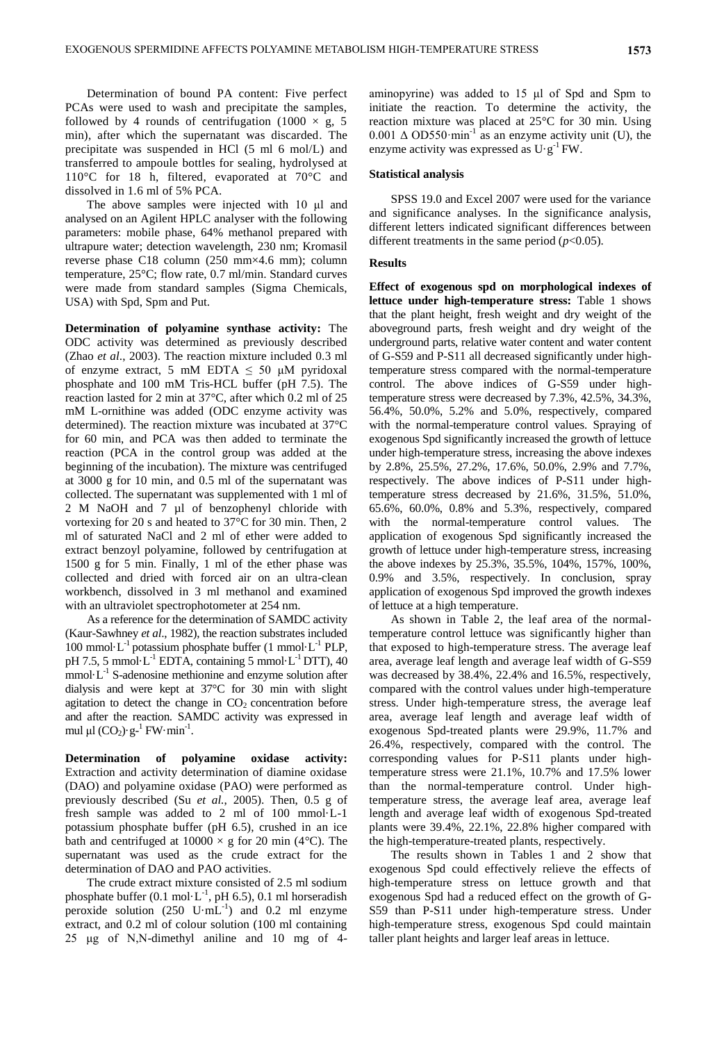Determination of bound PA content: Five perfect PCAs were used to wash and precipitate the samples, followed by 4 rounds of centrifugation (1000 × g, 5 min), after which the supernatant was discarded. The precipitate was suspended in HCl (5 ml 6 mol/L) and transferred to ampoule bottles for sealing, hydrolysed at 110°C for 18 h, filtered, evaporated at 70°C and dissolved in 1.6 ml of 5% PCA.

The above samples were injected with 10 μl and analysed on an Agilent HPLC analyser with the following parameters: mobile phase, 64% methanol prepared with ultrapure water; detection wavelength, 230 nm; Kromasil reverse phase C18 column (250 mm×4.6 mm); column temperature, 25°C; flow rate, 0.7 ml/min. Standard curves were made from standard samples (Sigma Chemicals, USA) with Spd, Spm and Put.

**Determination of polyamine synthase activity:** The ODC activity was determined as previously described (Zhao *et al*., 2003). The reaction mixture included 0.3 ml of enzyme extract, 5 mM EDTA ≤ 50 μM pyridoxal phosphate and 100 mM Tris-HCL buffer (pH 7.5). The reaction lasted for 2 min at 37°C, after which 0.2 ml of 25 mM L-ornithine was added (ODC enzyme activity was determined). The reaction mixture was incubated at 37°C for 60 min, and PCA was then added to terminate the reaction (PCA in the control group was added at the beginning of the incubation). The mixture was centrifuged at 3000 g for 10 min, and 0.5 ml of the supernatant was collected. The supernatant was supplemented with 1 ml of 2 M NaOH and 7 μl of benzophenyl chloride with vortexing for 20 s and heated to 37°C for 30 min. Then, 2 ml of saturated NaCl and 2 ml of ether were added to extract benzoyl polyamine, followed by centrifugation at 1500 g for 5 min. Finally, 1 ml of the ether phase was collected and dried with forced air on an ultra-clean workbench, dissolved in 3 ml methanol and examined with an ultraviolet spectrophotometer at 254 nm.

As a reference for the determination of SAMDC activity (Kaur-Sawhney *et al*., 1982), the reaction substrates included 100 $mmol·L^{-1}$ potassium phosphate buffer (1 $mmol·L^{-1}$ PLP, pH 7.5, 5 $mmol·L^{-1}$ EDTA, containing 5 $mmol·L^{-1}$ DTT), 40 $mmol·L^{-1}$ S-adenosine methionine and enzyme solution after dialysis and were kept at 37°C for 30 min with slight agitation to detect the change in $CO_2$ concentration before and after the reaction. SAMDC activity was expressed in mul μl $(CO_2)·g^{-1}$ $FW·min^{-1}$.

**Determination of polyamine oxidase activity:** Extraction and activity determination of diamine oxidase (DAO) and polyamine oxidase (PAO) were performed as previously described (Su *et al.*, 2005). Then, 0.5 g of fresh sample was added to 2 ml of 100 mmol·L-1 potassium phosphate buffer (pH 6.5), crushed in an ice bath and centrifuged at 10000 × g for 20 min (4°C). The supernatant was used as the crude extract for the determination of DAO and PAO activities.

The crude extract mixture consisted of 2.5 ml sodium phosphate buffer (0.1 $mol·L^{-1}$, pH 6.5), 0.1 ml horseradish peroxide solution (250 $U·mL^{-1}$) and 0.2 ml enzyme extract, and 0.2 ml of colour solution (100 ml containing 25 μg of N,N-dimethyl aniline and 10 mg of 4-aminopyrine) was added to 15 μl of Spd and Spm to initiate the reaction. To determine the activity, the reaction mixture was placed at 25°C for 30 min. Using 0.001 Δ $OD550·min^{-1}$ as an enzyme activity unit (U), the enzyme activity was expressed as $U·g^{-1}$ FW.

## Statistical analysis

SPSS 19.0 and Excel 2007 were used for the variance and significance analyses. In the significance analysis, different letters indicated significant differences between different treatments in the same period ($p<0.05$).

## Results

**Effect of exogenous spd on morphological indexes of lettuce under high-temperature stress:** Table 1 shows that the plant height, fresh weight and dry weight of the aboveground parts, fresh weight and dry weight of the underground parts, relative water content and water content of G-S59 and P-S11 all decreased significantly under high-temperature stress compared with the normal-temperature control. The above indices of G-S59 under high-temperature stress were decreased by 7.3%, 42.5%, 34.3%, 56.4%, 50.0%, 5.2% and 5.0%, respectively, compared with the normal-temperature control values. Spraying of exogenous Spd significantly increased the growth of lettuce under high-temperature stress, increasing the above indexes by 2.8%, 25.5%, 27.2%, 17.6%, 50.0%, 2.9% and 7.7%, respectively. The above indices of P-S11 under high-temperature stress decreased by 21.6%, 31.5%, 51.0%, 65.6%, 60.0%, 0.8% and 5.3%, respectively, compared with the normal-temperature control values. The application of exogenous Spd significantly increased the growth of lettuce under high-temperature stress, increasing the above indexes by 25.3%, 35.5%, 104%, 157%, 100%, 0.9% and 3.5%, respectively. In conclusion, spray application of exogenous Spd improved the growth indexes of lettuce at a high temperature.

As shown in Table 2, the leaf area of the normal-temperature control lettuce was significantly higher than that exposed to high-temperature stress. The average leaf area, average leaf length and average leaf width of G-S59 was decreased by 38.4%, 22.4% and 16.5%, respectively, compared with the control values under high-temperature stress. Under high-temperature stress, the average leaf area, average leaf length and average leaf width of exogenous Spd-treated plants were 29.9%, 11.7% and 26.4%, respectively, compared with the control. The corresponding values for P-S11 plants under high-temperature stress were 21.1%, 10.7% and 17.5% lower than the normal-temperature control. Under high-temperature stress, the average leaf area, average leaf length and average leaf width of exogenous Spd-treated plants were 39.4%, 22.1%, 22.8% higher compared with the high-temperature-treated plants, respectively.

The results shown in Tables 1 and 2 show that exogenous Spd could effectively relieve the effects of high-temperature stress on lettuce growth and that exogenous Spd had a reduced effect on the growth of G-S59 than P-S11 under high-temperature stress. Under high-temperature stress, exogenous Spd could maintain taller plant heights and larger leaf areas in lettuce.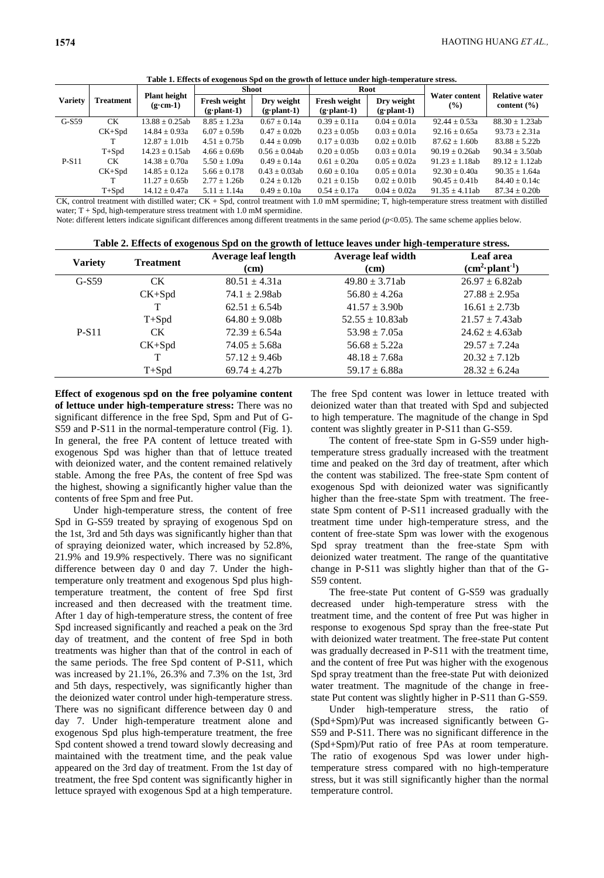**Table 1. Effects of exogenous Spd on the growth of lettuce under high-temperature stress.**

| Variety | Treatment | Plant height (g·cm-1) | Shoot | | Root | | Water content (%) | Relative water content (%) |
|---|---|---|---|---|---|---|---|---|
| | | | Fresh weight (g·plant-1) | Dry weight (g·plant-1) | Fresh weight (g·plant-1) | Dry weight (g·plant-1) | | |
| G-S59 | CK | 13.88 ± 0.25ab | 8.85 ± 1.23a | 0.67 ± 0.14a | 0.39 ± 0.11a | 0.04 ± 0.01a | 92.44 ± 0.53a | 88.30 ± 1.23ab |
| | CK+Spd | 14.84 ± 0.93a | 6.07 ± 0.59b | 0.47 ± 0.02b | 0.23 ± 0.05b | 0.03 ± 0.01a | 92.16 ± 0.65a | 93.73 ± 2.31a |
| | T | 12.87 ± 1.01b | 4.51 ± 0.75b | 0.44 ± 0.09b | 0.17 ± 0.03b | 0.02 ± 0.01b | 87.62 ± 1.60b | 83.88 ± 5.22b |
| | T+Spd | 14.23 ± 0.15ab | 4.66 ± 0.69b | 0.56 ± 0.04ab | 0.20 ± 0.05b | 0.03 ± 0.01a | 90.19 ± 0.26ab | 90.34 ± 3.50ab |
| P-S11 | CK | 14.38 ± 0.70a | 5.50 ± 1.09a | 0.49 ± 0.14a | 0.61 ± 0.20a | 0.05 ± 0.02a | 91.23 ± 1.18ab | 89.12 ± 1.12ab |
| | CK+Spd | 14.85 ± 0.12a | 5.66 ± 0.178 | 0.43 ± 0.03ab | 0.60 ± 0.10a | 0.05 ± 0.01a | 92.30 ± 0.40a | 90.35 ± 1.64a |
| | T | 11.27 ± 0.65b | 2.77 ± 1.26b | 0.24 ± 0.12b | 0.21 ± 0.15b | 0.02 ± 0.01b | 90.45 ± 0.41b | 84.40 ± 0.14c |
| | T+Spd | 14.12 ± 0.47a | 5.11 ± 1.14a | 0.49 ± 0.10a | 0.54 ± 0.17a | 0.04 ± 0.02a | 91.35 ± 4.11ab | 87.34 ± 0.20b |

CK, control treatment with distilled water; CK + Spd, control treatment with 1.0 mM spermidine; T, high-temperature stress treatment with distilled water; T + Spd, high-temperature stress treatment with 1.0 mM spermidine.

Note: different letters indicate significant differences among different treatments in the same period ($p$<0.05). The same scheme applies below.

**Table 2. Effects of exogenous Spd on the growth of lettuce leaves under high-temperature stress.**

| Variety | Treatment | Average leaf length (cm) | Average leaf width (cm) | Leaf area ($cm^2$·$plant^{-1}$) |
|---|---|---|---|---|
| G-S59 | CK | 80.51 ± 4.31a | 49.80 ± 3.71ab | 26.97 ± 6.82ab |
| | CK+Spd | 74.1 ± 2.98ab | 56.80 ± 4.26a | 27.88 ± 2.95a |
| | T | 62.51 ± 6.54b | 41.57 ± 3.90b | 16.61 ± 2.73b |
| | T+Spd | 64.80 ± 9.08b | 52.55 ± 10.83ab | 21.57 ± 7.43ab |
| P-S11 | CK | 72.39 ± 6.54a | 53.98 ± 7.05a | 24.62 ± 4.63ab |
| | CK+Spd | 74.05 ± 5.68a | 56.68 ± 5.22a | 29.57 ± 7.24a |
| | T | 57.12 ± 9.46b | 48.18 ± 7.68a | 20.32 ± 7.12b |
| | T+Spd | 69.74 ± 4.27b | 59.17 ± 6.88a | 28.32 ± 6.24a |

**Effect of exogenous spd on the free polyamine content of lettuce under high-temperature stress:** There was no significant difference in the free Spd, Spm and Put of G-S59 and P-S11 in the normal-temperature control (Fig. 1). In general, the free PA content of lettuce treated with exogenous Spd was higher than that of lettuce treated with deionized water, and the content remained relatively stable. Among the free PAs, the content of free Spd was the highest, showing a significantly higher value than the contents of free Spm and free Put.

Under high-temperature stress, the content of free Spd in G-S59 treated by spraying of exogenous Spd on the 1st, 3rd and 5th days was significantly higher than that of spraying deionized water, which increased by 52.8%, 21.9% and 19.9% respectively. There was no significant difference between day 0 and day 7. Under the high-temperature only treatment and exogenous Spd plus high-temperature treatment, the content of free Spd first increased and then decreased with the treatment time. After 1 day of high-temperature stress, the content of free Spd increased significantly and reached a peak on the 3rd day of treatment, and the content of free Spd in both treatments was higher than that of the control in each of the same periods. The free Spd content of P-S11, which was increased by 21.1%, 26.3% and 7.3% on the 1st, 3rd and 5th days, respectively, was significantly higher than the deionized water control under high-temperature stress. There was no significant difference between day 0 and day 7. Under high-temperature treatment alone and exogenous Spd plus high-temperature treatment, the free Spd content showed a trend toward slowly decreasing and maintained with the treatment time, and the peak value appeared on the 3rd day of treatment. From the 1st day of treatment, the free Spd content was significantly higher in lettuce sprayed with exogenous Spd at a high temperature. The free Spd content was lower in lettuce treated with deionized water than that treated with Spd and subjected to high temperature. The magnitude of the change in Spd content was slightly greater in P-S11 than G-S59.

The content of free-state Spm in G-S59 under high-temperature stress gradually increased with the treatment time and peaked on the 3rd day of treatment, after which the content was stabilized. The free-state Spm content of exogenous Spd with deionized water was significantly higher than the free-state Spm with treatment. The free-state Spm content of P-S11 increased gradually with the treatment time under high-temperature stress, and the content of free-state Spm was lower with the exogenous Spd spray treatment than the free-state Spm with deionized water treatment. The range of the quantitative change in P-S11 was slightly higher than that of the G-S59 content.

The free-state Put content of G-S59 was gradually decreased under high-temperature stress with the treatment time, and the content of free Put was higher in response to exogenous Spd spray than the free-state Put with deionized water treatment. The free-state Put content was gradually decreased in P-S11 with the treatment time, and the content of free Put was higher with the exogenous Spd spray treatment than the free-state Put with deionized water treatment. The magnitude of the change in free-state Put content was slightly higher in P-S11 than G-S59.

Under high-temperature stress, the ratio of (Spd+Spm)/Put was increased significantly between G-S59 and P-S11. There was no significant difference in the (Spd+Spm)/Put ratio of free PAs at room temperature. The ratio of exogenous Spd was lower under high-temperature stress compared with no high-temperature stress, but it was still significantly higher than the normal temperature control.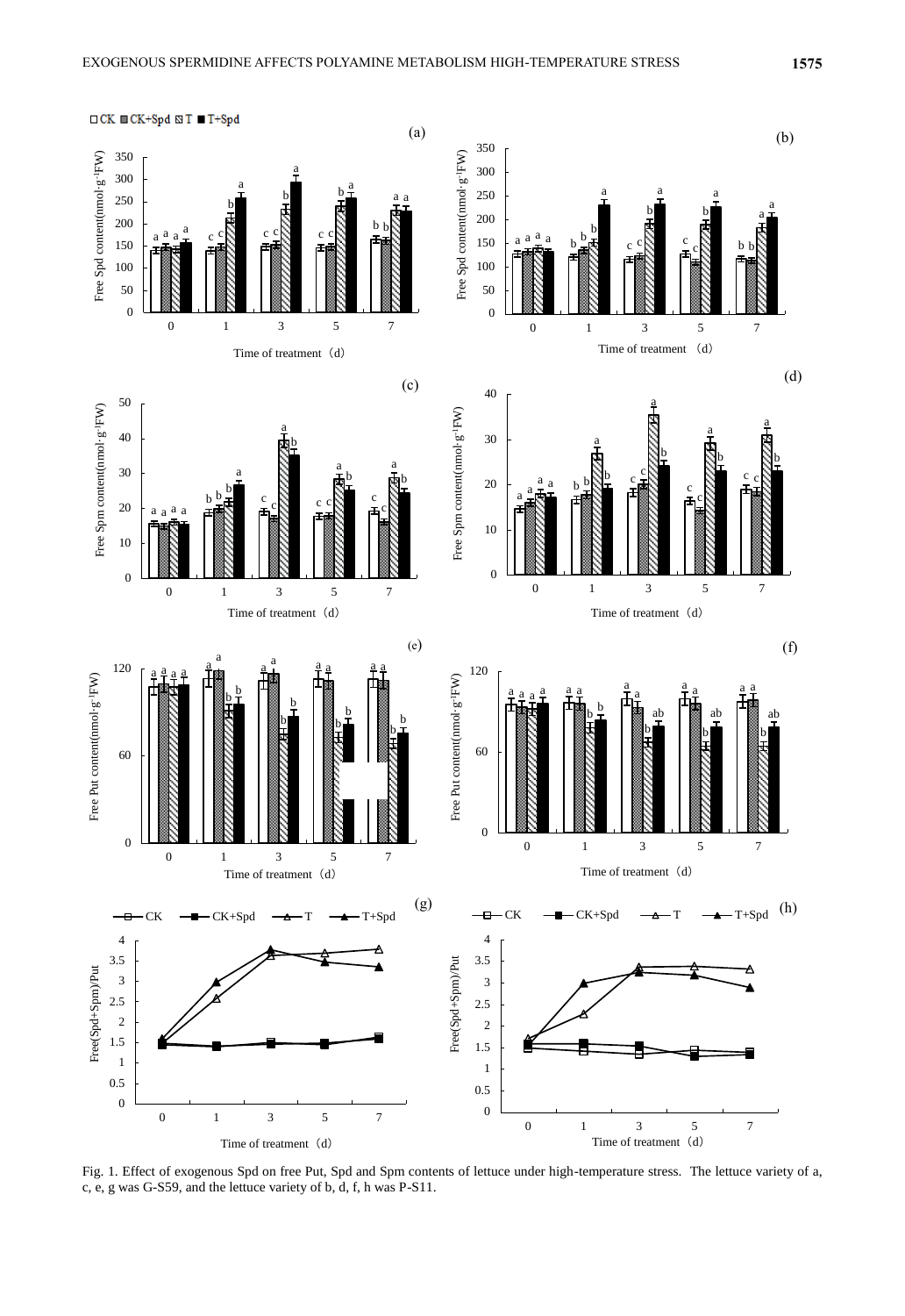Fig. 1. Effect of exogenous Spd on free Put, Spd and Spm contents of lettuce under high-temperature stress. The lettuce variety of a, c, e, g was G-S59, and the lettuce variety of b, d, f, h was P-S11.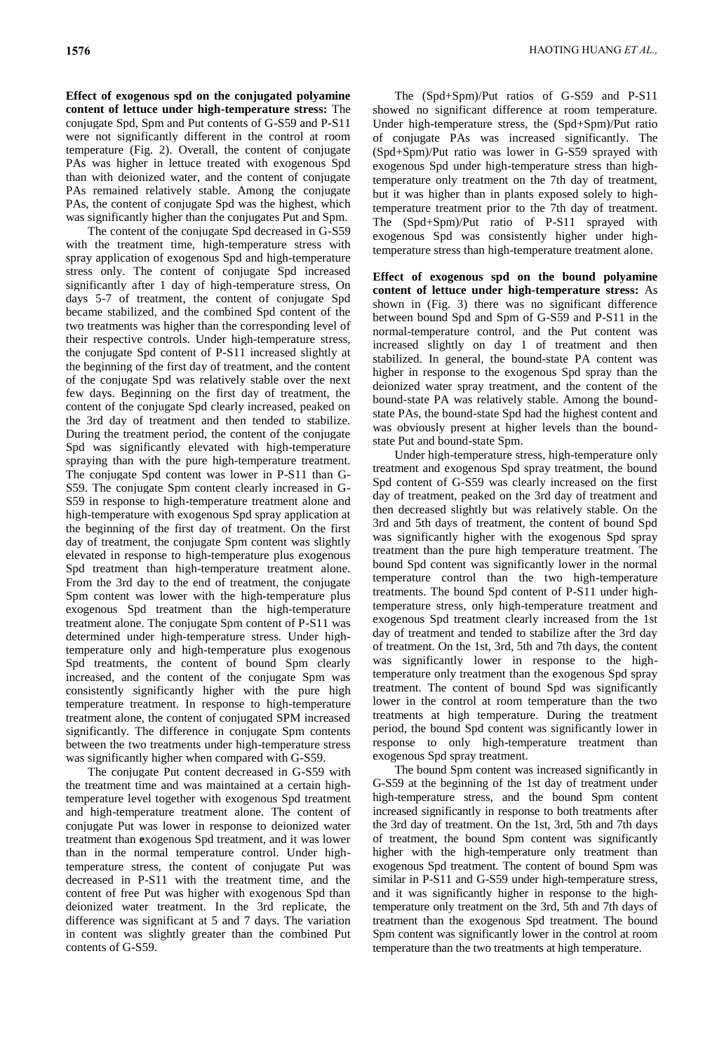**Effect of exogenous spd on the conjugated polyamine content of lettuce under high-temperature stress:** The conjugate Spd, Spm and Put contents of G-S59 and P-S11 were not significantly different in the control at room temperature (Fig. 2). Overall, the content of conjugate PAs was higher in lettuce treated with exogenous Spd than with deionized water, and the content of conjugate PAs remained relatively stable. Among the conjugate PAs, the content of conjugate Spd was the highest, which was significantly higher than the conjugates Put and Spm.

The content of the conjugate Spd decreased in G-S59 with the treatment time, high-temperature stress with spray application of exogenous Spd and high-temperature stress only. The content of conjugate Spd increased significantly after 1 day of high-temperature stress, On days 5-7 of treatment, the content of conjugate Spd became stabilized, and the combined Spd content of the two treatments was higher than the corresponding level of their respective controls. Under high-temperature stress, the conjugate Spd content of P-S11 increased slightly at the beginning of the first day of treatment, and the content of the conjugate Spd was relatively stable over the next few days. Beginning on the first day of treatment, the content of the conjugate Spd clearly increased, peaked on the 3rd day of treatment and then tended to stabilize. During the treatment period, the content of the conjugate Spd was significantly elevated with high-temperature spraying than with the pure high-temperature treatment. The conjugate Spd content was lower in P-S11 than G-S59. The conjugate Spm content clearly increased in G-S59 in response to high-temperature treatment alone and high-temperature with exogenous Spd spray application at the beginning of the first day of treatment. On the first day of treatment, the conjugate Spm content was slightly elevated in response to high-temperature plus exogenous Spd treatment than high-temperature treatment alone. From the 3rd day to the end of treatment, the conjugate Spm content was lower with the high-temperature plus exogenous Spd treatment than the high-temperature treatment alone. The conjugate Spm content of P-S11 was determined under high-temperature stress. Under high-temperature only and high-temperature plus exogenous Spd treatments, the content of bound Spm clearly increased, and the content of the conjugate Spm was consistently significantly higher with the pure high temperature treatment. In response to high-temperature treatment alone, the content of conjugated SPM increased significantly. The difference in conjugate Spm contents between the two treatments under high-temperature stress was significantly higher when compared with G-S59.

The conjugate Put content decreased in G-S59 with the treatment time and was maintained at a certain high-temperature level together with exogenous Spd treatment and high-temperature treatment alone. The content of conjugate Put was lower in response to deionized water treatment than exogenous Spd treatment, and it was lower than in the normal temperature control. Under high-temperature stress, the content of conjugate Put was decreased in P-S11 with the treatment time, and the content of free Put was higher with exogenous Spd than deionized water treatment. In the 3rd replicate, the difference was significant at 5 and 7 days. The variation in content was slightly greater than the combined Put contents of G-S59.

The (Spd+Spm)/Put ratios of G-S59 and P-S11 showed no significant difference at room temperature. Under high-temperature stress, the (Spd+Spm)/Put ratio of conjugate PAs was increased significantly. The (Spd+Spm)/Put ratio was lower in G-S59 sprayed with exogenous Spd under high-temperature stress than high-temperature only treatment on the 7th day of treatment, but it was higher than in plants exposed solely to high-temperature treatment prior to the 7th day of treatment. The (Spd+Spm)/Put ratio of P-S11 sprayed with exogenous Spd was consistently higher under high-temperature stress than high-temperature treatment alone.

**Effect of exogenous spd on the bound polyamine content of lettuce under high-temperature stress:** As shown in (Fig. 3) there was no significant difference between bound Spd and Spm of G-S59 and P-S11 in the normal-temperature control, and the Put content was increased slightly on day 1 of treatment and then stabilized. In general, the bound-state PA content was higher in response to the exogenous Spd spray than the deionized water spray treatment, and the content of the bound-state PA was relatively stable. Among the bound-state PAs, the bound-state Spd had the highest content and was obviously present at higher levels than the bound-state Put and bound-state Spm.

Under high-temperature stress, high-temperature only treatment and exogenous Spd spray treatment, the bound Spd content of G-S59 was clearly increased on the first day of treatment, peaked on the 3rd day of treatment and then decreased slightly but was relatively stable. On the 3rd and 5th days of treatment, the content of bound Spd was significantly higher with the exogenous Spd spray treatment than the pure high temperature treatment. The bound Spd content was significantly lower in the normal temperature control than the two high-temperature treatments. The bound Spd content of P-S11 under high-temperature stress, only high-temperature treatment and exogenous Spd treatment clearly increased from the 1st day of treatment and tended to stabilize after the 3rd day of treatment. On the 1st, 3rd, 5th and 7th days, the content was significantly lower in response to the high-temperature only treatment than the exogenous Spd spray treatment. The content of bound Spd was significantly lower in the control at room temperature than the two treatments at high temperature. During the treatment period, the bound Spd content was significantly lower in response to only high-temperature treatment than exogenous Spd spray treatment.

The bound Spm content was increased significantly in G-S59 at the beginning of the 1st day of treatment under high-temperature stress, and the bound Spm content increased significantly in response to both treatments after the 3rd day of treatment. On the 1st, 3rd, 5th and 7th days of treatment, the bound Spm content was significantly higher with the high-temperature only treatment than exogenous Spd treatment. The content of bound Spm was similar in P-S11 and G-S59 under high-temperature stress, and it was significantly higher in response to the high-temperature only treatment on the 3rd, 5th and 7th days of treatment than the exogenous Spd treatment. The bound Spm content was significantly lower in the control at room temperature than the two treatments at high temperature.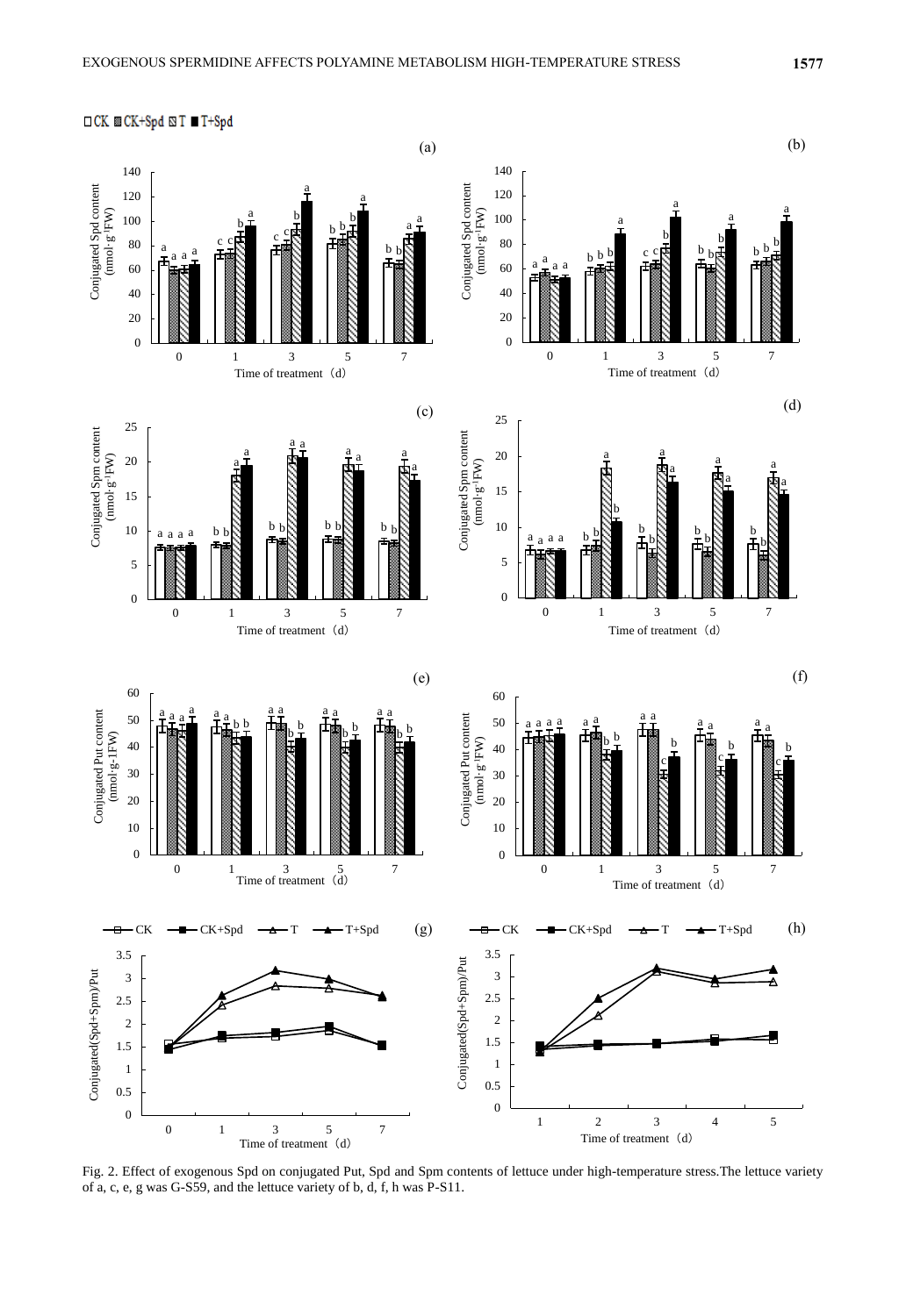Fig. 2. Effect of exogenous Spd on conjugated Put, Spd and Spm contents of lettuce under high-temperature stress.The lettuce variety of a, c, e, g was G-S59, and the lettuce variety of b, d, f, h was P-S11.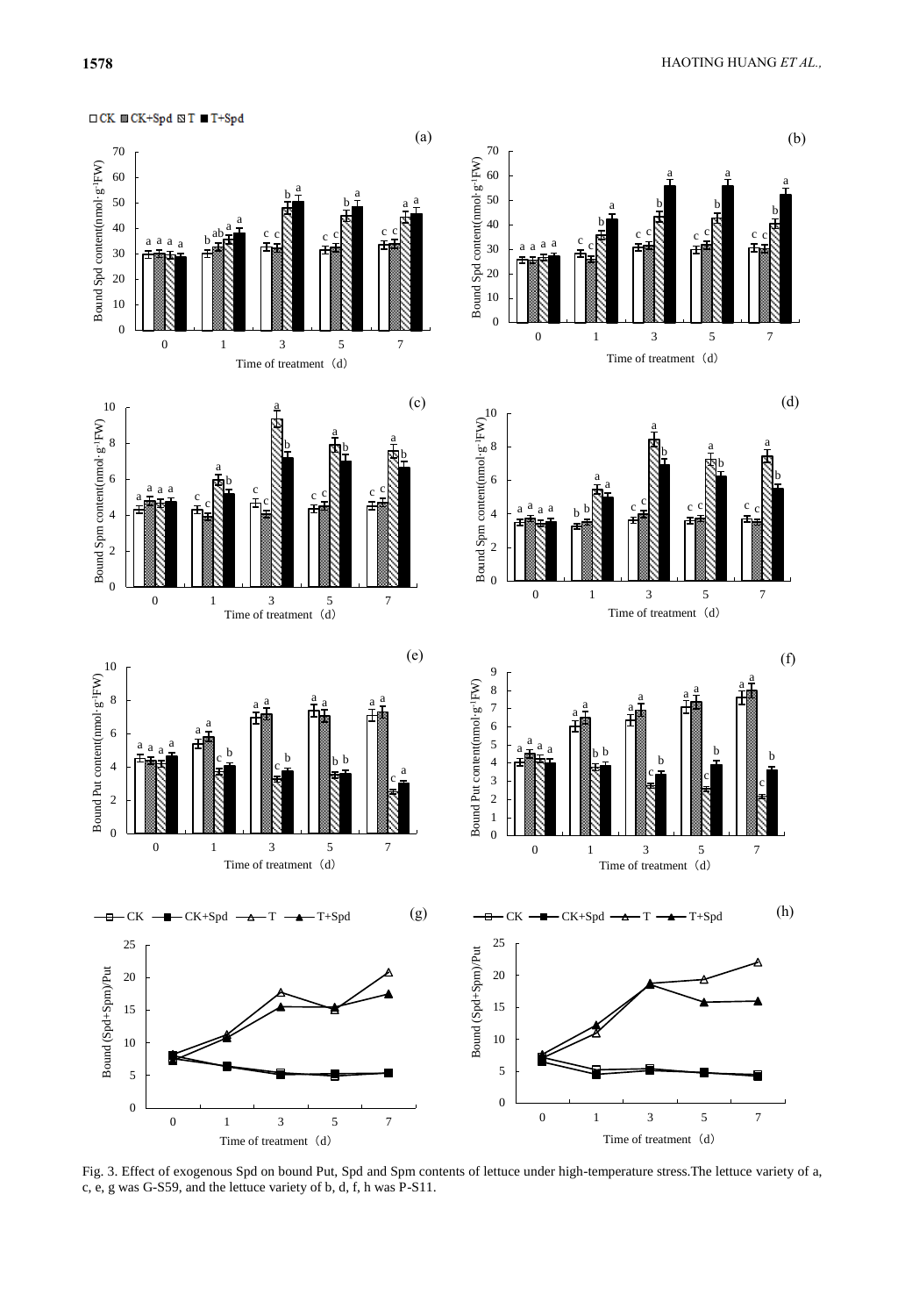Fig. 3. Effect of exogenous Spd on bound Put, Spd and Spm contents of lettuce under high-temperature stress.The lettuce variety of a, c, e, g was G-S59, and the lettuce variety of b, d, f, h was P-S11.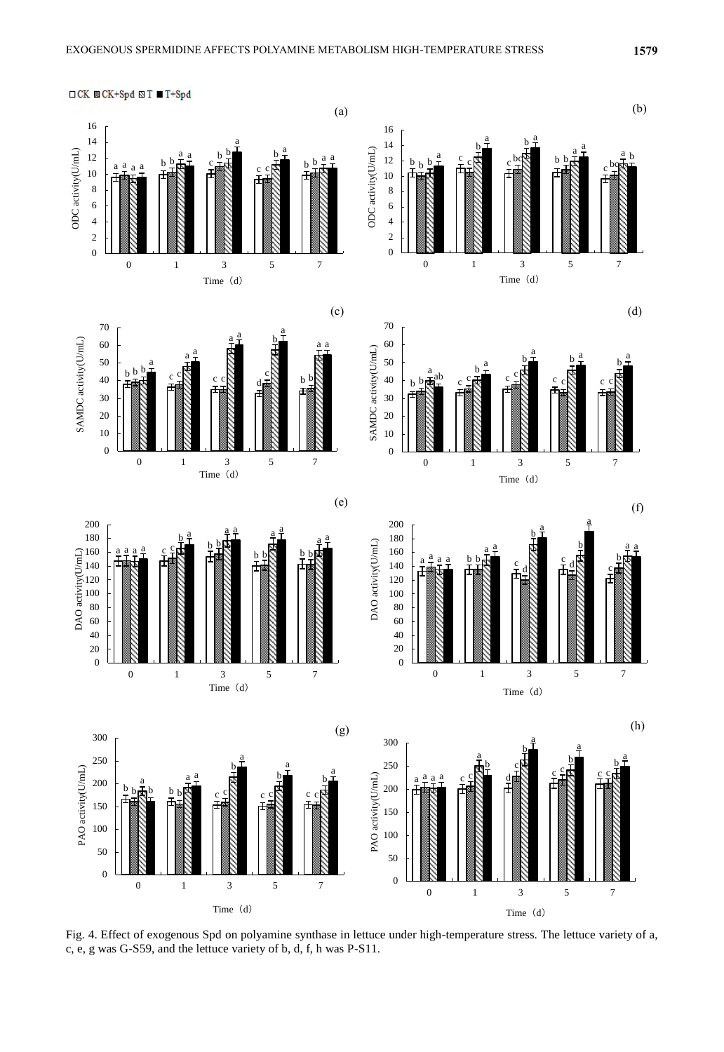Fig. 4. Effect of exogenous Spd on polyamine synthase in lettuce under high-temperature stress. The lettuce variety of a, c, e, g was G-S59, and the lettuce variety of b, d, f, h was P-S11.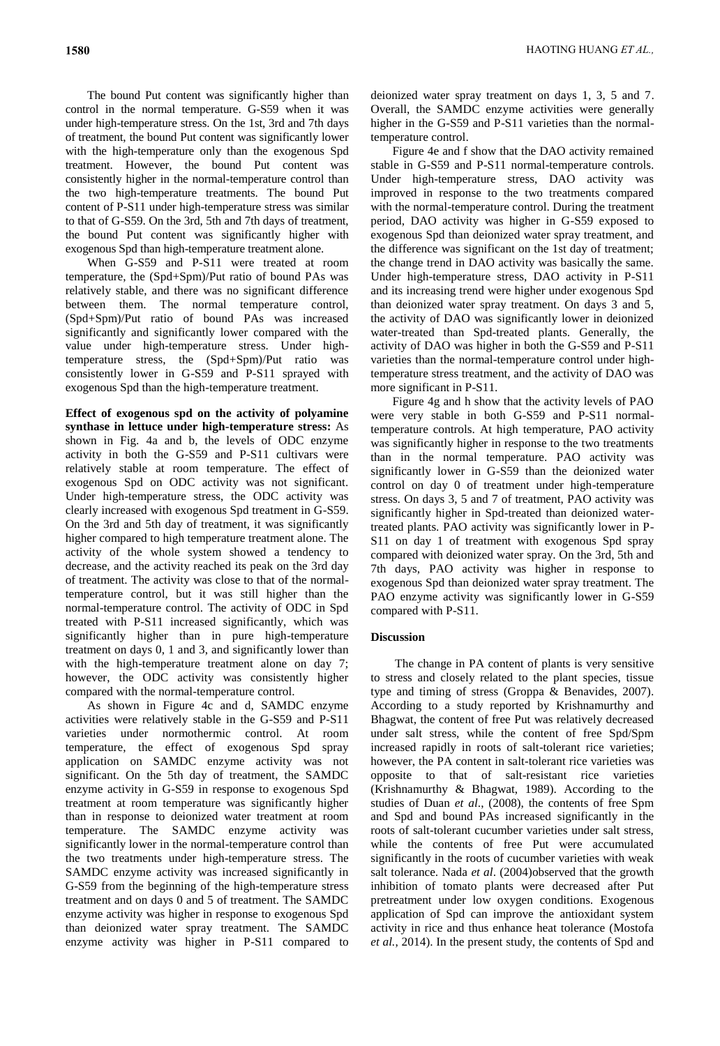The bound Put content was significantly higher than control in the normal temperature. G-S59 when it was under high-temperature stress. On the 1st, 3rd and 7th days of treatment, the bound Put content was significantly lower with the high-temperature only than the exogenous Spd treatment. However, the bound Put content was consistently higher in the normal-temperature control than the two high-temperature treatments. The bound Put content of P-S11 under high-temperature stress was similar to that of G-S59. On the 3rd, 5th and 7th days of treatment, the bound Put content was significantly higher with exogenous Spd than high-temperature treatment alone.

When G-S59 and P-S11 were treated at room temperature, the (Spd+Spm)/Put ratio of bound PAs was relatively stable, and there was no significant difference between them. The normal temperature control, (Spd+Spm)/Put ratio of bound PAs was increased significantly and significantly lower compared with the value under high-temperature stress. Under high-temperature stress, the (Spd+Spm)/Put ratio was consistently lower in G-S59 and P-S11 sprayed with exogenous Spd than the high-temperature treatment.

**Effect of exogenous spd on the activity of polyamine synthase in lettuce under high-temperature stress:** As shown in Fig. 4a and b, the levels of ODC enzyme activity in both the G-S59 and P-S11 cultivars were relatively stable at room temperature. The effect of exogenous Spd on ODC activity was not significant. Under high-temperature stress, the ODC activity was clearly increased with exogenous Spd treatment in G-S59. On the 3rd and 5th day of treatment, it was significantly higher compared to high temperature treatment alone. The activity of the whole system showed a tendency to decrease, and the activity reached its peak on the 3rd day of treatment. The activity was close to that of the normal-temperature control, but it was still higher than the normal-temperature control. The activity of ODC in Spd treated with P-S11 increased significantly, which was significantly higher than in pure high-temperature treatment on days 0, 1 and 3, and significantly lower than with the high-temperature treatment alone on day 7; however, the ODC activity was consistently higher compared with the normal-temperature control.

As shown in Figure 4c and d, SAMDC enzyme activities were relatively stable in the G-S59 and P-S11 varieties under normothermic control. At room temperature, the effect of exogenous Spd spray application on SAMDC enzyme activity was not significant. On the 5th day of treatment, the SAMDC enzyme activity in G-S59 in response to exogenous Spd treatment at room temperature was significantly higher than in response to deionized water treatment at room temperature. The SAMDC enzyme activity was significantly lower in the normal-temperature control than the two treatments under high-temperature stress. The SAMDC enzyme activity was increased significantly in G-S59 from the beginning of the high-temperature stress treatment and on days 0 and 5 of treatment. The SAMDC enzyme activity was higher in response to exogenous Spd than deionized water spray treatment. The SAMDC enzyme activity was higher in P-S11 compared to deionized water spray treatment on days 1, 3, 5 and 7. Overall, the SAMDC enzyme activities were generally higher in the G-S59 and P-S11 varieties than the normal-temperature control.

Figure 4e and f show that the DAO activity remained stable in G-S59 and P-S11 normal-temperature controls. Under high-temperature stress, DAO activity was improved in response to the two treatments compared with the normal-temperature control. During the treatment period, DAO activity was higher in G-S59 exposed to exogenous Spd than deionized water spray treatment, and the difference was significant on the 1st day of treatment; the change trend in DAO activity was basically the same. Under high-temperature stress, DAO activity in P-S11 and its increasing trend were higher under exogenous Spd than deionized water spray treatment. On days 3 and 5, the activity of DAO was significantly lower in deionized water-treated than Spd-treated plants. Generally, the activity of DAO was higher in both the G-S59 and P-S11 varieties than the normal-temperature control under high-temperature stress treatment, and the activity of DAO was more significant in P-S11.

Figure 4g and h show that the activity levels of PAO were very stable in both G-S59 and P-S11 normal-temperature controls. At high temperature, PAO activity was significantly higher in response to the two treatments than in the normal temperature. PAO activity was significantly lower in G-S59 than the deionized water control on day 0 of treatment under high-temperature stress. On days 3, 5 and 7 of treatment, PAO activity was significantly higher in Spd-treated than deionized water-treated plants. PAO activity was significantly lower in P-S11 on day 1 of treatment with exogenous Spd spray compared with deionized water spray. On the 3rd, 5th and 7th days, PAO activity was higher in response to exogenous Spd than deionized water spray treatment. The PAO enzyme activity was significantly lower in G-S59 compared with P-S11.

## Discussion

The change in PA content of plants is very sensitive to stress and closely related to the plant species, tissue type and timing of stress (Groppa & Benavides, 2007). According to a study reported by Krishnamurthy and Bhagwat, the content of free Put was relatively decreased under salt stress, while the content of free Spd/Spm increased rapidly in roots of salt-tolerant rice varieties; however, the PA content in salt-tolerant rice varieties was opposite to that of salt-resistant rice varieties (Krishnamurthy & Bhagwat, 1989). According to the studies of Duan *et al*., (2008), the contents of free Spm and Spd and bound PAs increased significantly in the roots of salt-tolerant cucumber varieties under salt stress, while the contents of free Put were accumulated significantly in the roots of cucumber varieties with weak salt tolerance. Nada *et al*. (2004)observed that the growth inhibition of tomato plants were decreased after Put pretreatment under low oxygen conditions. Exogenous application of Spd can improve the antioxidant system activity in rice and thus enhance heat tolerance (Mostofa *et al.*, 2014). In the present study, the contents of Spd and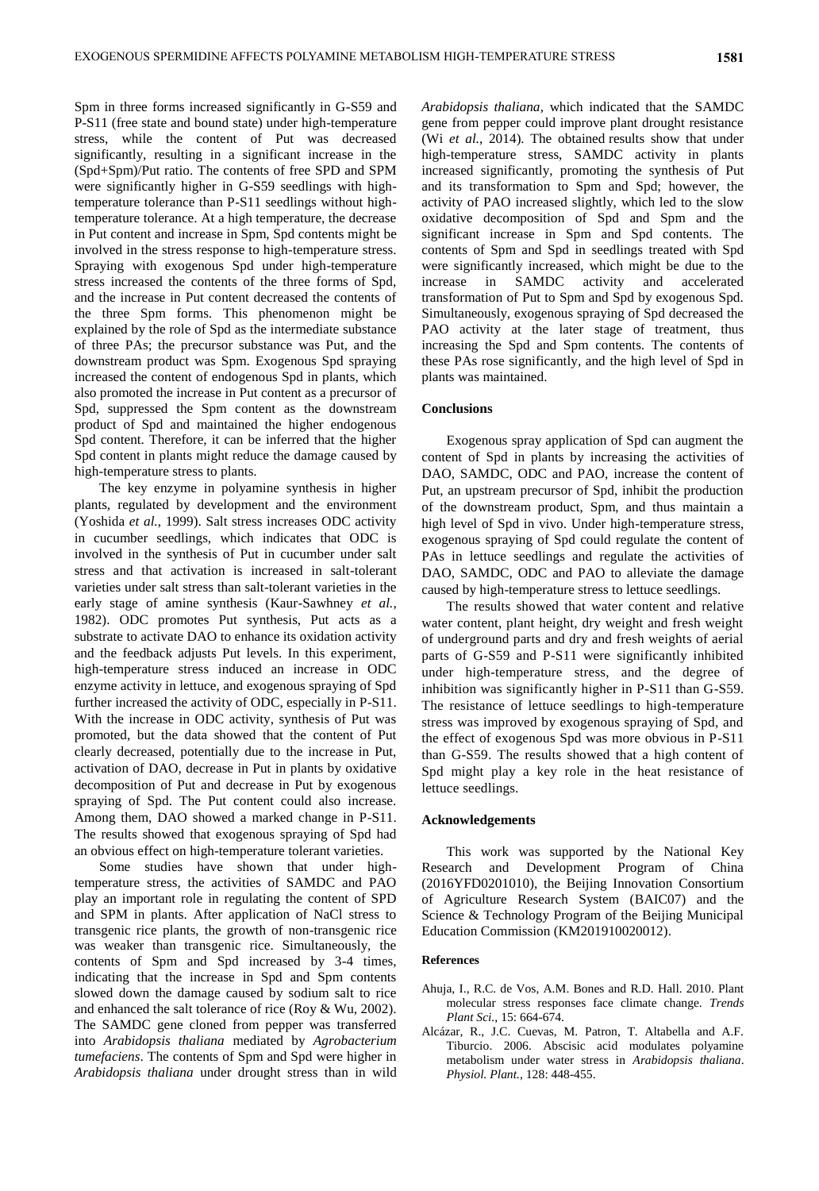Spm in three forms increased significantly in G-S59 and P-S11 (free state and bound state) under high-temperature stress, while the content of Put was decreased significantly, resulting in a significant increase in the (Spd+Spm)/Put ratio. The contents of free SPD and SPM were significantly higher in G-S59 seedlings with high-temperature tolerance than P-S11 seedlings without high-temperature tolerance. At a high temperature, the decrease in Put content and increase in Spm, Spd contents might be involved in the stress response to high-temperature stress. Spraying with exogenous Spd under high-temperature stress increased the contents of the three forms of Spd, and the increase in Put content decreased the contents of the three Spm forms. This phenomenon might be explained by the role of Spd as the intermediate substance of three PAs; the precursor substance was Put, and the downstream product was Spm. Exogenous Spd spraying increased the content of endogenous Spd in plants, which also promoted the increase in Put content as a precursor of Spd, suppressed the Spm content as the downstream product of Spd and maintained the higher endogenous Spd content. Therefore, it can be inferred that the higher Spd content in plants might reduce the damage caused by high-temperature stress to plants.

The key enzyme in polyamine synthesis in higher plants, regulated by development and the environment (Yoshida *et al.*, 1999). Salt stress increases ODC activity in cucumber seedlings, which indicates that ODC is involved in the synthesis of Put in cucumber under salt stress and that activation is increased in salt-tolerant varieties under salt stress than salt-tolerant varieties in the early stage of amine synthesis (Kaur-Sawhney *et al.*, 1982). ODC promotes Put synthesis, Put acts as a substrate to activate DAO to enhance its oxidation activity and the feedback adjusts Put levels. In this experiment, high-temperature stress induced an increase in ODC enzyme activity in lettuce, and exogenous spraying of Spd further increased the activity of ODC, especially in P-S11. With the increase in ODC activity, synthesis of Put was promoted, but the data showed that the content of Put clearly decreased, potentially due to the increase in Put, activation of DAO, decrease in Put in plants by oxidative decomposition of Put and decrease in Put by exogenous spraying of Spd. The Put content could also increase. Among them, DAO showed a marked change in P-S11. The results showed that exogenous spraying of Spd had an obvious effect on high-temperature tolerant varieties.

Some studies have shown that under high-temperature stress, the activities of SAMDC and PAO play an important role in regulating the content of SPD and SPM in plants. After application of NaCl stress to transgenic rice plants, the growth of non-transgenic rice was weaker than transgenic rice. Simultaneously, the contents of Spm and Spd increased by 3-4 times, indicating that the increase in Spd and Spm contents slowed down the damage caused by sodium salt to rice and enhanced the salt tolerance of rice (Roy & Wu, 2002). The SAMDC gene cloned from pepper was transferred into *Arabidopsis thaliana* mediated by *Agrobacterium tumefaciens*. The contents of Spm and Spd were higher in *Arabidopsis thaliana* under drought stress than in wild *Arabidopsis thaliana*, which indicated that the SAMDC gene from pepper could improve plant drought resistance (Wi *et al.*, 2014). The obtained results show that under high-temperature stress, SAMDC activity in plants increased significantly, promoting the synthesis of Put and its transformation to Spm and Spd; however, the activity of PAO increased slightly, which led to the slow oxidative decomposition of Spd and Spm and the significant increase in Spm and Spd contents. The contents of Spm and Spd in seedlings treated with Spd were significantly increased, which might be due to the increase in SAMDC activity and accelerated transformation of Put to Spm and Spd by exogenous Spd. Simultaneously, exogenous spraying of Spd decreased the PAO activity at the later stage of treatment, thus increasing the Spd and Spm contents. The contents of these PAs rose significantly, and the high level of Spd in plants was maintained.

## Conclusions

Exogenous spray application of Spd can augment the content of Spd in plants by increasing the activities of DAO, SAMDC, ODC and PAO, increase the content of Put, an upstream precursor of Spd, inhibit the production of the downstream product, Spm, and thus maintain a high level of Spd in vivo. Under high-temperature stress, exogenous spraying of Spd could regulate the content of PAs in lettuce seedlings and regulate the activities of DAO, SAMDC, ODC and PAO to alleviate the damage caused by high-temperature stress to lettuce seedlings.

The results showed that water content and relative water content, plant height, dry weight and fresh weight of underground parts and dry and fresh weights of aerial parts of G-S59 and P-S11 were significantly inhibited under high-temperature stress, and the degree of inhibition was significantly higher in P-S11 than G-S59. The resistance of lettuce seedlings to high-temperature stress was improved by exogenous spraying of Spd, and the effect of exogenous Spd was more obvious in P-S11 than G-S59. The results showed that a high content of Spd might play a key role in the heat resistance of lettuce seedlings.

## Acknowledgements

This work was supported by the National Key Research and Development Program of China (2016YFD0201010), the Beijing Innovation Consortium of Agriculture Research System (BAIC07) and the Science & Technology Program of the Beijing Municipal Education Commission (KM201910020012).

## References

Ahuja, I., R.C. de Vos, A.M. Bones and R.D. Hall. 2010. Plant molecular stress responses face climate change. *Trends Plant Sci.*, 15: 664-674.

Alcázar, R., J.C. Cuevas, M. Patron, T. Altabella and A.F. Tiburcio. 2006. Abscisic acid modulates polyamine metabolism under water stress in *Arabidopsis thaliana*. *Physiol. Plant.*, 128: 448-455.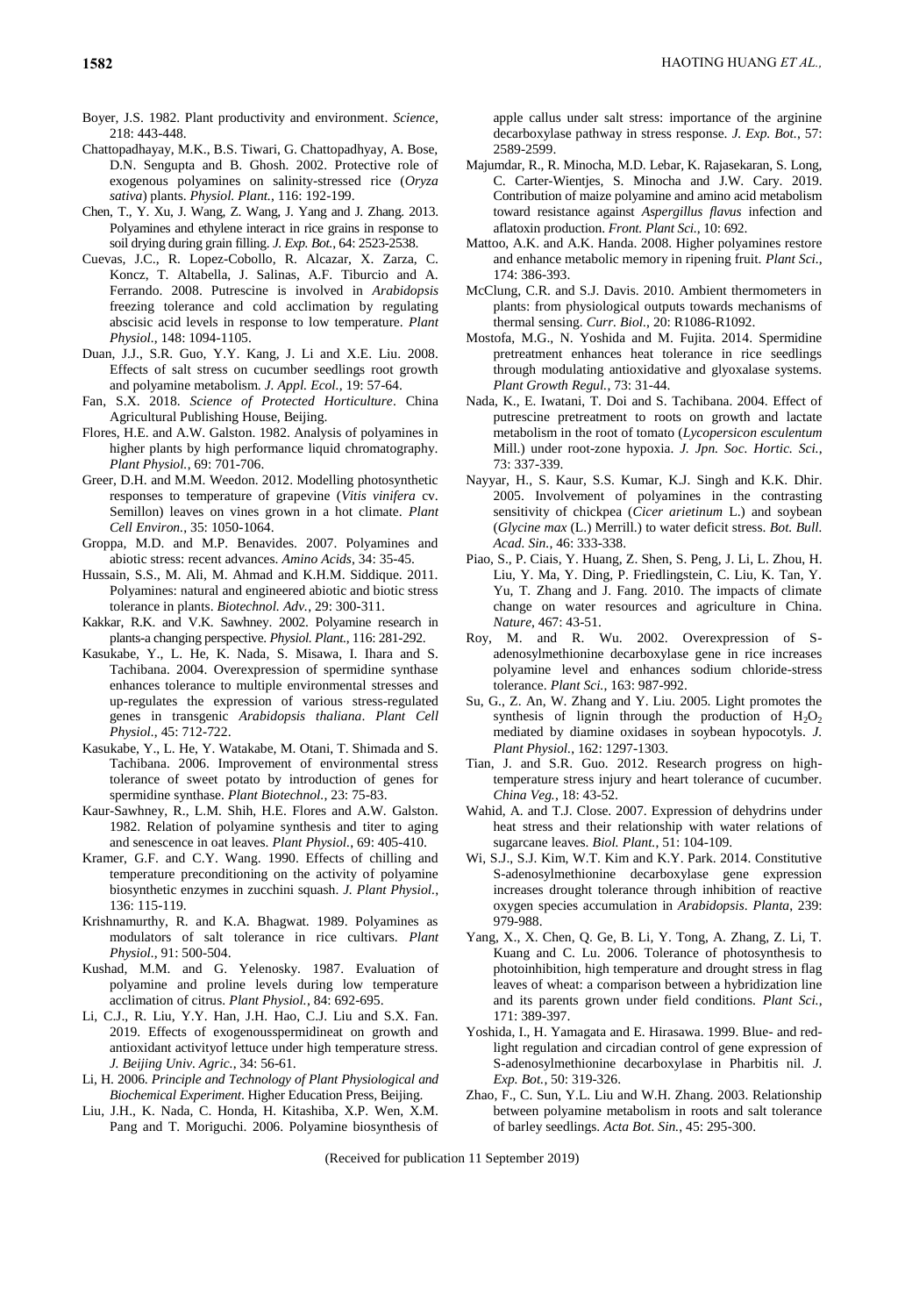Boyer, J.S. 1982. Plant productivity and environment. *Science*, 218: 443-448.

Chattopadhayay, M.K., B.S. Tiwari, G. Chattopadhyay, A. Bose, D.N. Sengupta and B. Ghosh. 2002. Protective role of exogenous polyamines on salinity-stressed rice (*Oryza sativa*) plants. *Physiol. Plant.*, 116: 192-199.

Chen, T., Y. Xu, J. Wang, Z. Wang, J. Yang and J. Zhang. 2013. Polyamines and ethylene interact in rice grains in response to soil drying during grain filling. *J. Exp. Bot.*, 64: 2523-2538.

Cuevas, J.C., R. Lopez-Cobollo, R. Alcazar, X. Zarza, C. Koncz, T. Altabella, J. Salinas, A.F. Tiburcio and A. Ferrando. 2008. Putrescine is involved in *Arabidopsis* freezing tolerance and cold acclimation by regulating abscisic acid levels in response to low temperature. *Plant Physiol.*, 148: 1094-1105.

Duan, J.J., S.R. Guo, Y.Y. Kang, J. Li and X.E. Liu. 2008. Effects of salt stress on cucumber seedlings root growth and polyamine metabolism. *J. Appl. Ecol.*, 19: 57-64.

Fan, S.X. 2018. *Science of Protected Horticulture*. China Agricultural Publishing House, Beijing.

Flores, H.E. and A.W. Galston. 1982. Analysis of polyamines in higher plants by high performance liquid chromatography. *Plant Physiol.*, 69: 701-706.

Greer, D.H. and M.M. Weedon. 2012. Modelling photosynthetic responses to temperature of grapevine (*Vitis vinifera* cv. Semillon) leaves on vines grown in a hot climate. *Plant Cell Environ.*, 35: 1050-1064.

Groppa, M.D. and M.P. Benavides. 2007. Polyamines and abiotic stress: recent advances. *Amino Acids*, 34: 35-45.

Hussain, S.S., M. Ali, M. Ahmad and K.H.M. Siddique. 2011. Polyamines: natural and engineered abiotic and biotic stress tolerance in plants. *Biotechnol. Adv.*, 29: 300-311.

Kakkar, R.K. and V.K. Sawhney. 2002. Polyamine research in plants-a changing perspective. *Physiol. Plant.*, 116: 281-292.

Kasukabe, Y., L. He, K. Nada, S. Misawa, I. Ihara and S. Tachibana. 2004. Overexpression of spermidine synthase enhances tolerance to multiple environmental stresses and up-regulates the expression of various stress-regulated genes in transgenic *Arabidopsis thaliana*. *Plant Cell Physiol.*, 45: 712-722.

Kasukabe, Y., L. He, Y. Watakabe, M. Otani, T. Shimada and S. Tachibana. 2006. Improvement of environmental stress tolerance of sweet potato by introduction of genes for spermidine synthase. *Plant Biotechnol.*, 23: 75-83.

Kaur-Sawhney, R., L.M. Shih, H.E. Flores and A.W. Galston. 1982. Relation of polyamine synthesis and titer to aging and senescence in oat leaves. *Plant Physiol.*, 69: 405-410.

Kramer, G.F. and C.Y. Wang. 1990. Effects of chilling and temperature preconditioning on the activity of polyamine biosynthetic enzymes in zucchini squash. *J. Plant Physiol.*, 136: 115-119.

Krishnamurthy, R. and K.A. Bhagwat. 1989. Polyamines as modulators of salt tolerance in rice cultivars. *Plant Physiol.*, 91: 500-504.

Kushad, M.M. and G. Yelenosky. 1987. Evaluation of polyamine and proline levels during low temperature acclimation of citrus. *Plant Physiol.*, 84: 692-695.

Li, C.J., R. Liu, Y.Y. Han, J.H. Hao, C.J. Liu and S.X. Fan. 2019. Effects of exogenousspermidineat on growth and antioxidant activityof lettuce under high temperature stress. *J. Beijing Univ. Agric.*, 34: 56-61.

Li, H. 2006. *Principle and Technology of Plant Physiological and Biochemical Experiment*. Higher Education Press, Beijing.

Liu, J.H., K. Nada, C. Honda, H. Kitashiba, X.P. Wen, X.M. Pang and T. Moriguchi. 2006. Polyamine biosynthesis of apple callus under salt stress: importance of the arginine decarboxylase pathway in stress response. *J. Exp. Bot.*, 57: 2589-2599.

Majumdar, R., R. Minocha, M.D. Lebar, K. Rajasekaran, S. Long, C. Carter-Wientjes, S. Minocha and J.W. Cary. 2019. Contribution of maize polyamine and amino acid metabolism toward resistance against *Aspergillus flavus* infection and aflatoxin production. *Front. Plant Sci.*, 10: 692.

Mattoo, A.K. and A.K. Handa. 2008. Higher polyamines restore and enhance metabolic memory in ripening fruit. *Plant Sci.*, 174: 386-393.

McClung, C.R. and S.J. Davis. 2010. Ambient thermometers in plants: from physiological outputs towards mechanisms of thermal sensing. *Curr. Biol.*, 20: R1086-R1092.

Mostofa, M.G., N. Yoshida and M. Fujita. 2014. Spermidine pretreatment enhances heat tolerance in rice seedlings through modulating antioxidative and glyoxalase systems. *Plant Growth Regul.*, 73: 31-44.

Nada, K., E. Iwatani, T. Doi and S. Tachibana. 2004. Effect of putrescine pretreatment to roots on growth and lactate metabolism in the root of tomato (*Lycopersicon esculentum* Mill.) under root-zone hypoxia. *J. Jpn. Soc. Hortic. Sci.*, 73: 337-339.

Nayyar, H., S. Kaur, S.S. Kumar, K.J. Singh and K.K. Dhir. 2005. Involvement of polyamines in the contrasting sensitivity of chickpea (*Cicer arietinum* L.) and soybean (*Glycine max* (L.) Merrill.) to water deficit stress. *Bot. Bull. Acad. Sin.*, 46: 333-338.

Piao, S., P. Ciais, Y. Huang, Z. Shen, S. Peng, J. Li, L. Zhou, H. Liu, Y. Ma, Y. Ding, P. Friedlingstein, C. Liu, K. Tan, Y. Yu, T. Zhang and J. Fang. 2010. The impacts of climate change on water resources and agriculture in China. *Nature*, 467: 43-51.

Roy, M. and R. Wu. 2002. Overexpression of S-adenosylmethionine decarboxylase gene in rice increases polyamine level and enhances sodium chloride-stress tolerance. *Plant Sci.*, 163: 987-992.

Su, G., Z. An, W. Zhang and Y. Liu. 2005. Light promotes the synthesis of lignin through the production of $H_2O_2$ mediated by diamine oxidases in soybean hypocotyls. *J. Plant Physiol.*, 162: 1297-1303.

Tian, J. and S.R. Guo. 2012. Research progress on high-temperature stress injury and heart tolerance of cucumber. *China Veg.*, 18: 43-52.

Wahid, A. and T.J. Close. 2007. Expression of dehydrins under heat stress and their relationship with water relations of sugarcane leaves. *Biol. Plant.*, 51: 104-109.

Wi, S.J., S.J. Kim, W.T. Kim and K.Y. Park. 2014. Constitutive S-adenosylmethionine decarboxylase gene expression increases drought tolerance through inhibition of reactive oxygen species accumulation in *Arabidopsis*. *Planta*, 239: 979-988.

Yang, X., X. Chen, Q. Ge, B. Li, Y. Tong, A. Zhang, Z. Li, T. Kuang and C. Lu. 2006. Tolerance of photosynthesis to photoinhibition, high temperature and drought stress in flag leaves of wheat: a comparison between a hybridization line and its parents grown under field conditions. *Plant Sci.*, 171: 389-397.

Yoshida, I., H. Yamagata and E. Hirasawa. 1999. Blue- and red-light regulation and circadian control of gene expression of S-adenosylmethionine decarboxylase in Pharbitis nil. *J. Exp. Bot.*, 50: 319-326.

Zhao, F., C. Sun, Y.L. Liu and W.H. Zhang. 2003. Relationship between polyamine metabolism in roots and salt tolerance of barley seedlings. *Acta Bot. Sin.*, 45: 295-300.

(Received for publication 11 September 2019)